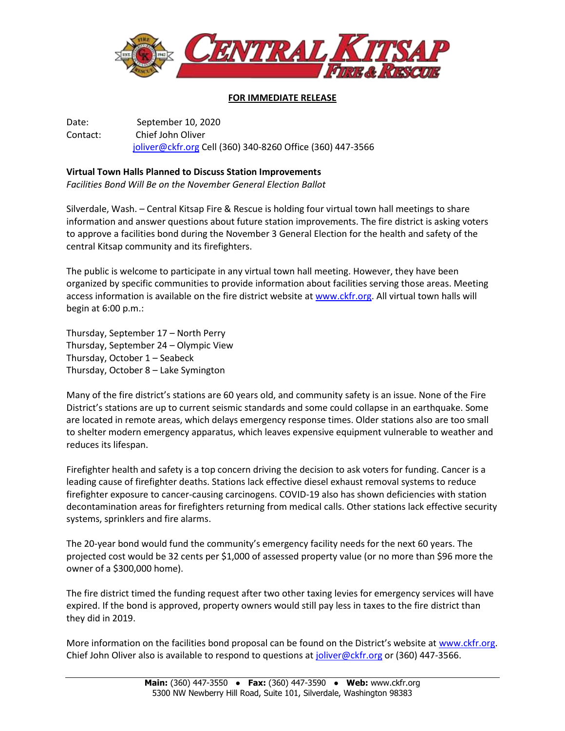**FOR IMMEDIATE RELEASE**

Date: September 10, 2020
Contact: Chief John Oliver
joliver@ckfr.org Cell (360) 340-8260 Office (360) 447-3566

**Virtual Town Halls Planned to Discuss Station Improvements**
*Facilities Bond Will Be on the November General Election Ballot*

Silverdale, Wash. – Central Kitsap Fire & Rescue is holding four virtual town hall meetings to share information and answer questions about future station improvements. The fire district is asking voters to approve a facilities bond during the November 3 General Election for the health and safety of the central Kitsap community and its firefighters.

The public is welcome to participate in any virtual town hall meeting. However, they have been organized by specific communities to provide information about facilities serving those areas. Meeting access information is available on the fire district website at www.ckfr.org. All virtual town halls will begin at 6:00 p.m.:

Thursday, September 17 – North Perry
Thursday, September 24 – Olympic View
Thursday, October 1 – Seabeck
Thursday, October 8 – Lake Symington

Many of the fire district's stations are 60 years old, and community safety is an issue. None of the Fire District's stations are up to current seismic standards and some could collapse in an earthquake. Some are located in remote areas, which delays emergency response times. Older stations also are too small to shelter modern emergency apparatus, which leaves expensive equipment vulnerable to weather and reduces its lifespan.

Firefighter health and safety is a top concern driving the decision to ask voters for funding. Cancer is a leading cause of firefighter deaths. Stations lack effective diesel exhaust removal systems to reduce firefighter exposure to cancer-causing carcinogens. COVID-19 also has shown deficiencies with station decontamination areas for firefighters returning from medical calls. Other stations lack effective security systems, sprinklers and fire alarms.

The 20-year bond would fund the community's emergency facility needs for the next 60 years. The projected cost would be 32 cents per $1,000 of assessed property value (or no more than $96 more the owner of a $300,000 home).

The fire district timed the funding request after two other taxing levies for emergency services will have expired. If the bond is approved, property owners would still pay less in taxes to the fire district than they did in 2019.

More information on the facilities bond proposal can be found on the District's website at www.ckfr.org. Chief John Oliver also is available to respond to questions at joliver@ckfr.org or (360) 447-3566.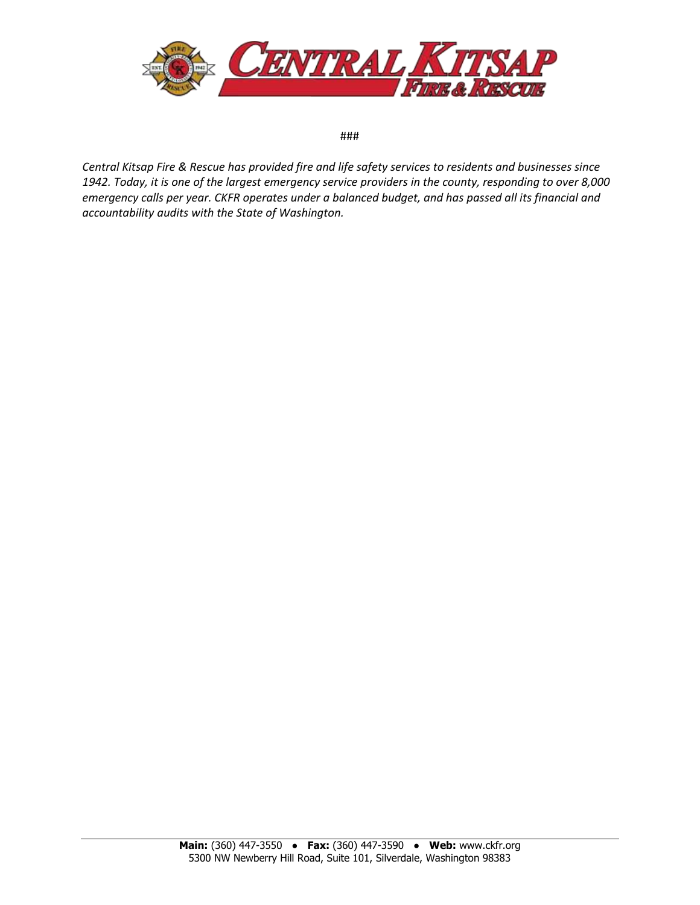###

*Central Kitsap Fire & Rescue has provided fire and life safety services to residents and businesses since 1942. Today, it is one of the largest emergency service providers in the county, responding to over 8,000 emergency calls per year. CKFR operates under a balanced budget, and has passed all its financial and accountability audits with the State of Washington.*